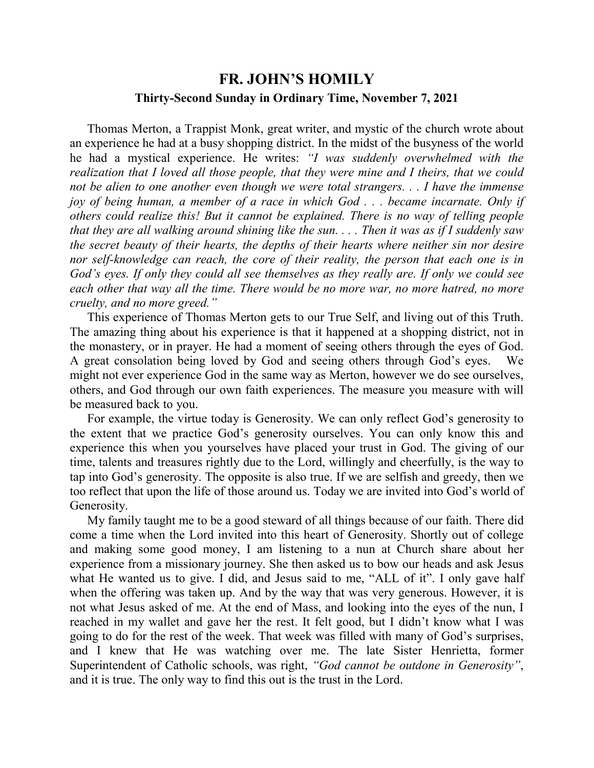# FR. JOHN'S HOMILY

## Thirty-Second Sunday in Ordinary Time, November 7, 2021

Thomas Merton, a Trappist Monk, great writer, and mystic of the church wrote about an experience he had at a busy shopping district. In the midst of the busyness of the world he had a mystical experience. He writes: *"I was suddenly overwhelmed with the realization that I loved all those people, that they were mine and I theirs, that we could not be alien to one another even though we were total strangers. . . I have the immense joy of being human, a member of a race in which God . . . became incarnate. Only if others could realize this! But it cannot be explained. There is no way of telling people that they are all walking around shining like the sun. . . . Then it was as if I suddenly saw the secret beauty of their hearts, the depths of their hearts where neither sin nor desire nor self-knowledge can reach, the core of their reality, the person that each one is in God's eyes. If only they could all see themselves as they really are. If only we could see each other that way all the time. There would be no more war, no more hatred, no more cruelty, and no more greed."*

This experience of Thomas Merton gets to our True Self, and living out of this Truth. The amazing thing about his experience is that it happened at a shopping district, not in the monastery, or in prayer. He had a moment of seeing others through the eyes of God. A great consolation being loved by God and seeing others through God's eyes. We might not ever experience God in the same way as Merton, however we do see ourselves, others, and God through our own faith experiences. The measure you measure with will be measured back to you.

For example, the virtue today is Generosity. We can only reflect God's generosity to the extent that we practice God's generosity ourselves. You can only know this and experience this when you yourselves have placed your trust in God. The giving of our time, talents and treasures rightly due to the Lord, willingly and cheerfully, is the way to tap into God's generosity. The opposite is also true. If we are selfish and greedy, then we too reflect that upon the life of those around us. Today we are invited into God's world of Generosity.

My family taught me to be a good steward of all things because of our faith. There did come a time when the Lord invited into this heart of Generosity. Shortly out of college and making some good money, I am listening to a nun at Church share about her experience from a missionary journey. She then asked us to bow our heads and ask Jesus what He wanted us to give. I did, and Jesus said to me, "ALL of it". I only gave half when the offering was taken up. And by the way that was very generous. However, it is not what Jesus asked of me. At the end of Mass, and looking into the eyes of the nun, I reached in my wallet and gave her the rest. It felt good, but I didn't know what I was going to do for the rest of the week. That week was filled with many of God's surprises, and I knew that He was watching over me. The late Sister Henrietta, former Superintendent of Catholic schools, was right, *"God cannot be outdone in Generosity"*, and it is true. The only way to find this out is the trust in the Lord.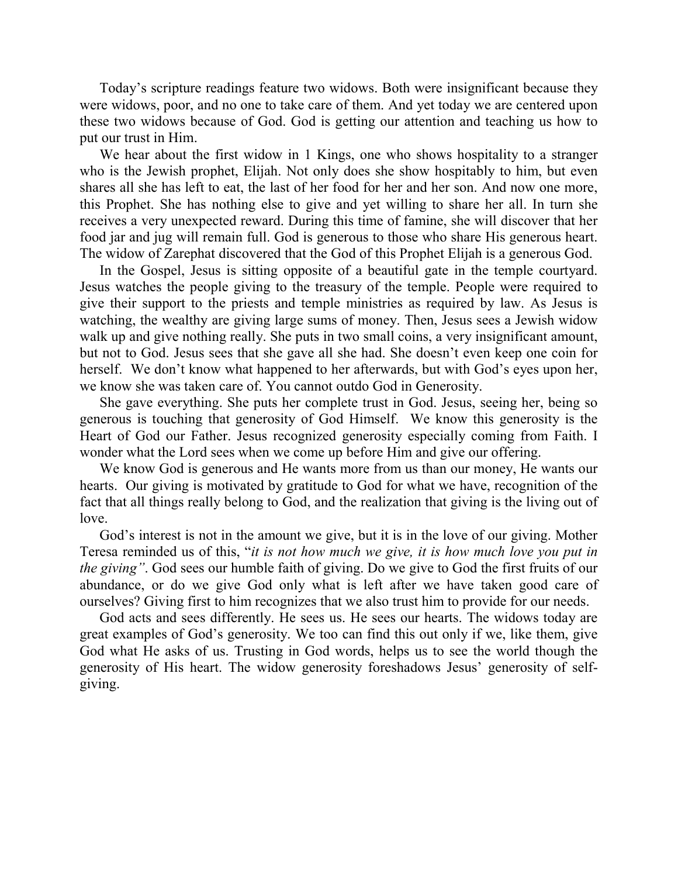Today's scripture readings feature two widows. Both were insignificant because they were widows, poor, and no one to take care of them. And yet today we are centered upon these two widows because of God. God is getting our attention and teaching us how to put our trust in Him.

We hear about the first widow in 1 Kings, one who shows hospitality to a stranger who is the Jewish prophet, Elijah. Not only does she show hospitably to him, but even shares all she has left to eat, the last of her food for her and her son. And now one more, this Prophet. She has nothing else to give and yet willing to share her all. In turn she receives a very unexpected reward. During this time of famine, she will discover that her food jar and jug will remain full. God is generous to those who share His generous heart. The widow of Zarephat discovered that the God of this Prophet Elijah is a generous God.

In the Gospel, Jesus is sitting opposite of a beautiful gate in the temple courtyard. Jesus watches the people giving to the treasury of the temple. People were required to give their support to the priests and temple ministries as required by law. As Jesus is watching, the wealthy are giving large sums of money. Then, Jesus sees a Jewish widow walk up and give nothing really. She puts in two small coins, a very insignificant amount, but not to God. Jesus sees that she gave all she had. She doesn't even keep one coin for herself. We don't know what happened to her afterwards, but with God's eyes upon her, we know she was taken care of. You cannot outdo God in Generosity.

She gave everything. She puts her complete trust in God. Jesus, seeing her, being so generous is touching that generosity of God Himself. We know this generosity is the Heart of God our Father. Jesus recognized generosity especially coming from Faith. I wonder what the Lord sees when we come up before Him and give our offering.

We know God is generous and He wants more from us than our money, He wants our hearts. Our giving is motivated by gratitude to God for what we have, recognition of the fact that all things really belong to God, and the realization that giving is the living out of love.

God's interest is not in the amount we give, but it is in the love of our giving. Mother Teresa reminded us of this, "*it is not how much we give, it is how much love you put in the giving"*. God sees our humble faith of giving. Do we give to God the first fruits of our abundance, or do we give God only what is left after we have taken good care of ourselves? Giving first to him recognizes that we also trust him to provide for our needs.

God acts and sees differently. He sees us. He sees our hearts. The widows today are great examples of God's generosity. We too can find this out only if we, like them, give God what He asks of us. Trusting in God words, helps us to see the world though the generosity of His heart. The widow generosity foreshadows Jesus' generosity of self-giving.